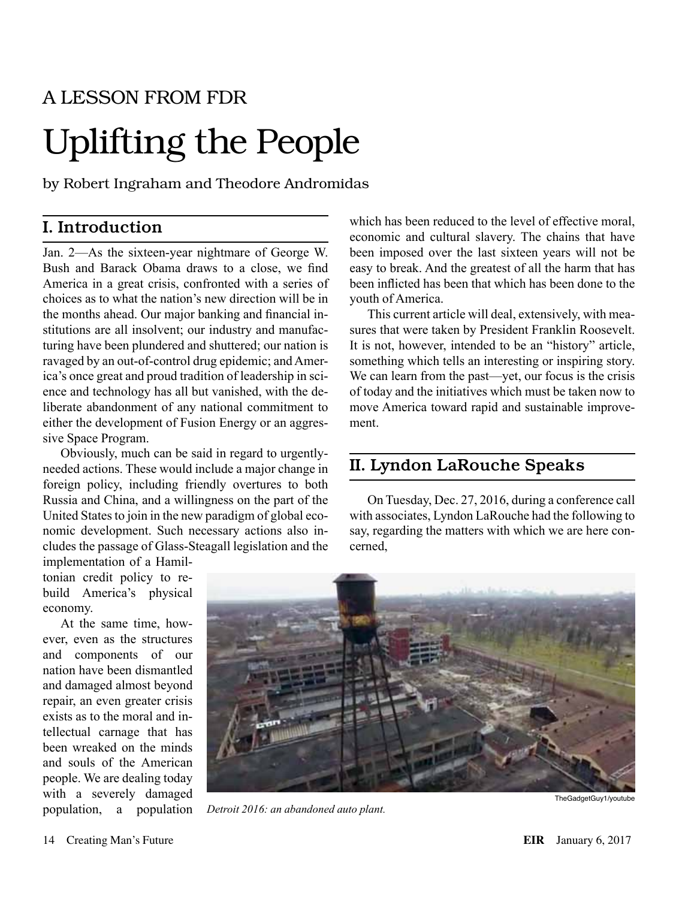A LESSON FROM FDR

# Uplifting the People

by Robert Ingraham and Theodore Andromidas

## I. Introduction

Jan. 2—As the sixteen-year nightmare of George W. Bush and Barack Obama draws to a close, we find America in a great crisis, confronted with a series of choices as to what the nation's new direction will be in the months ahead. Our major banking and financial institutions are all insolvent; our industry and manufacturing have been plundered and shuttered; our nation is ravaged by an out-of-control drug epidemic; and America's once great and proud tradition of leadership in science and technology has all but vanished, with the deliberate abandonment of any national commitment to either the development of Fusion Energy or an aggressive Space Program.

Obviously, much can be said in regard to urgently-needed actions. These would include a major change in foreign policy, including friendly overtures to both Russia and China, and a willingness on the part of the United States to join in the new paradigm of global economic development. Such necessary actions also includes the passage of Glass-Steagall legislation and the implementation of a Hamiltonian credit policy to rebuild America's physical economy.

At the same time, however, even as the structures and components of our nation have been dismantled and damaged almost beyond repair, an even greater crisis exists as to the moral and intellectual carnage that has been wreaked on the minds and souls of the American people. We are dealing today with a severely damaged population, a population which has been reduced to the level of effective moral, economic and cultural slavery. The chains that have been imposed over the last sixteen years will not be easy to break. And the greatest of all the harm that has been inflicted has been that which has been done to the youth of America.

This current article will deal, extensively, with measures that were taken by President Franklin Roosevelt. It is not, however, intended to be an "history" article, something which tells an interesting or inspiring story. We can learn from the past—yet, our focus is the crisis of today and the initiatives which must be taken now to move America toward rapid and sustainable improvement.

## II. Lyndon LaRouche Speaks

On Tuesday, Dec. 27, 2016, during a conference call with associates, Lyndon LaRouche had the following to say, regarding the matters with which we are here concerned,

TheGadgetGuy1/youtube

*Detroit 2016: an abandoned auto plant.*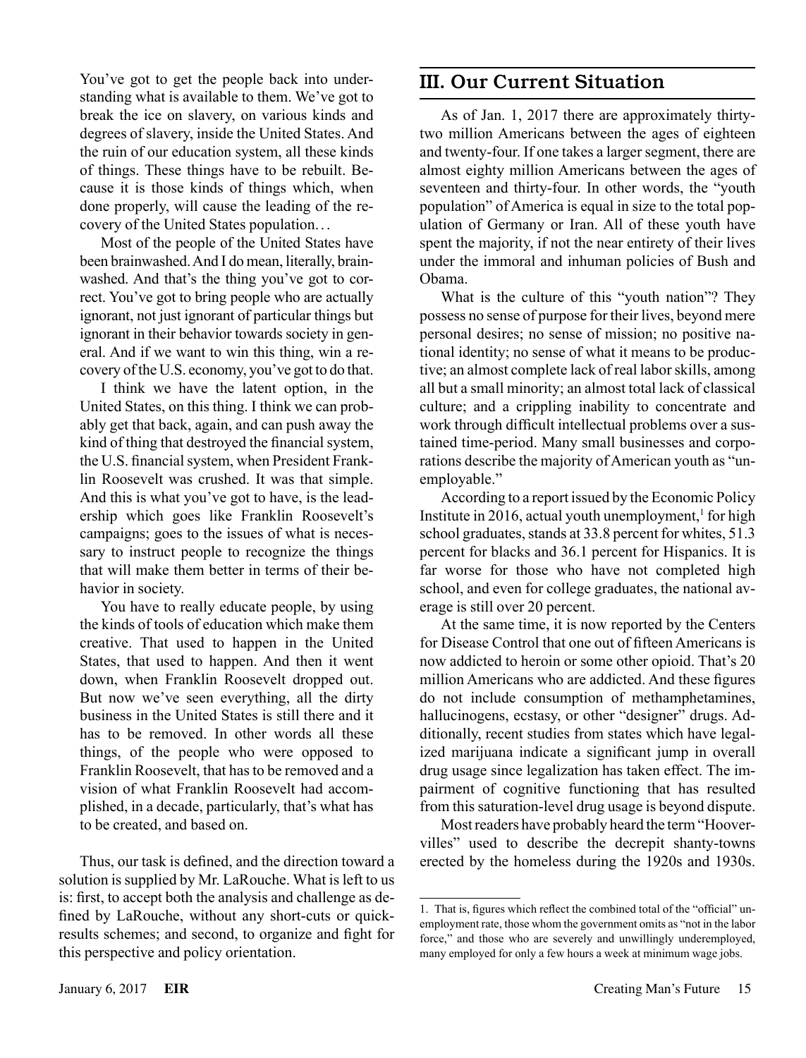You've got to get the people back into understanding what is available to them. We've got to break the ice on slavery, on various kinds and degrees of slavery, inside the United States. And the ruin of our education system, all these kinds of things. These things have to be rebuilt. Because it is those kinds of things which, when done properly, will cause the leading of the recovery of the United States population…

Most of the people of the United States have been brainwashed. And I do mean, literally, brainwashed. And that's the thing you've got to correct. You've got to bring people who are actually ignorant, not just ignorant of particular things but ignorant in their behavior towards society in general. And if we want to win this thing, win a recovery of the U.S. economy, you've got to do that.

I think we have the latent option, in the United States, on this thing. I think we can probably get that back, again, and can push away the kind of thing that destroyed the financial system, the U.S. financial system, when President Franklin Roosevelt was crushed. It was that simple. And this is what you've got to have, is the leadership which goes like Franklin Roosevelt's campaigns; goes to the issues of what is necessary to instruct people to recognize the things that will make them better in terms of their behavior in society.

You have to really educate people, by using the kinds of tools of education which make them creative. That used to happen in the United States, that used to happen. And then it went down, when Franklin Roosevelt dropped out. But now we've seen everything, all the dirty business in the United States is still there and it has to be removed. In other words all these things, of the people who were opposed to Franklin Roosevelt, that has to be removed and a vision of what Franklin Roosevelt had accomplished, in a decade, particularly, that's what has to be created, and based on.

Thus, our task is defined, and the direction toward a solution is supplied by Mr. LaRouche. What is left to us is: first, to accept both the analysis and challenge as defined by LaRouche, without any short-cuts or quick-results schemes; and second, to organize and fight for this perspective and policy orientation.

## III. Our Current Situation

As of Jan. 1, 2017 there are approximately thirty-two million Americans between the ages of eighteen and twenty-four. If one takes a larger segment, there are almost eighty million Americans between the ages of seventeen and thirty-four. In other words, the "youth population" of America is equal in size to the total population of Germany or Iran. All of these youth have spent the majority, if not the near entirety of their lives under the immoral and inhuman policies of Bush and Obama.

What is the culture of this "youth nation"? They possess no sense of purpose for their lives, beyond mere personal desires; no sense of mission; no positive national identity; no sense of what it means to be productive; an almost complete lack of real labor skills, among all but a small minority; an almost total lack of classical culture; and a crippling inability to concentrate and work through difficult intellectual problems over a sustained time-period. Many small businesses and corporations describe the majority of American youth as "unemployable."

According to a report issued by the Economic Policy Institute in 2016, actual youth unemployment,[1] for high school graduates, stands at 33.8 percent for whites, 51.3 percent for blacks and 36.1 percent for Hispanics. It is far worse for those who have not completed high school, and even for college graduates, the national average is still over 20 percent.

At the same time, it is now reported by the Centers for Disease Control that one out of fifteen Americans is now addicted to heroin or some other opioid. That's 20 million Americans who are addicted. And these figures do not include consumption of methamphetamines, hallucinogens, ecstasy, or other "designer" drugs. Additionally, recent studies from states which have legalized marijuana indicate a significant jump in overall drug usage since legalization has taken effect. The impairment of cognitive functioning that has resulted from this saturation-level drug usage is beyond dispute.

Most readers have probably heard the term "Hoovervilles" used to describe the decrepit shanty-towns erected by the homeless during the 1920s and 1930s.

1. That is, figures which reflect the combined total of the "official" unemployment rate, those whom the government omits as "not in the labor force," and those who are severely and unwillingly underemployed, many employed for only a few hours a week at minimum wage jobs.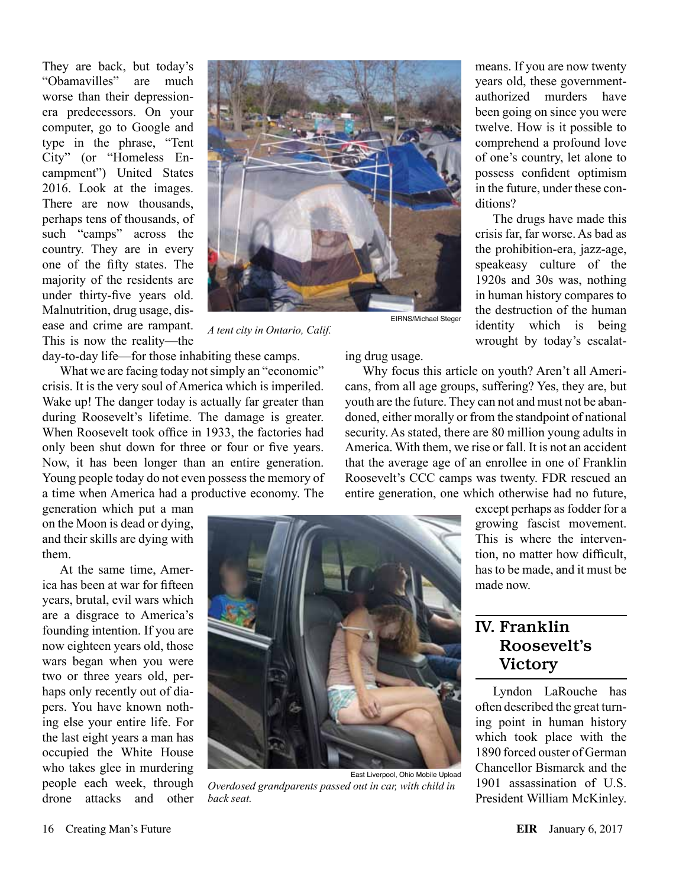They are back, but today's "Obamavilles" are much worse than their depression-era predecessors. On your computer, go to Google and type in the phrase, "Tent City" (or "Homeless Encampment") United States 2016. Look at the images. There are now thousands, perhaps tens of thousands, of such "camps" across the country. They are in every one of the fifty states. The majority of the residents are under thirty-five years old. Malnutrition, drug usage, disease and crime are rampant. This is now the reality—the day-to-day life—for those inhabiting these camps.

EIRNS/Michael Steger

*A tent city in Ontario, Calif.*

What we are facing today not simply an "economic" crisis. It is the very soul of America which is imperiled. Wake up! The danger today is actually far greater than during Roosevelt's lifetime. The damage is greater. When Roosevelt took office in 1933, the factories had only been shut down for three or four or five years. Now, it has been longer than an entire generation. Young people today do not even possess the memory of a time when America had a productive economy. The generation which put a man on the Moon is dead or dying, and their skills are dying with them.

At the same time, America has been at war for fifteen years, brutal, evil wars which are a disgrace to America's founding intention. If you are now eighteen years old, those wars began when you were two or three years old, perhaps only recently out of diapers. You have known nothing else your entire life. For the last eight years a man has occupied the White House who takes glee in murdering people each week, through drone attacks and other means. If you are now twenty years old, these government-authorized murders have been going on since you were twelve. How is it possible to comprehend a profound love of one's country, let alone to possess confident optimism in the future, under these conditions?

East Liverpool, Ohio Mobile Upload

*Overdosed grandparents passed out in car, with child in back seat.*

The drugs have made this crisis far, far worse. As bad as the prohibition-era, jazz-age, speakeasy culture of the 1920s and 30s was, nothing in human history compares to the destruction of the human identity which is being wrought by today's escalating drug usage.

Why focus this article on youth? Aren't all Americans, from all age groups, suffering? Yes, they are, but youth are the future. They can not and must not be abandoned, either morally or from the standpoint of national security. As stated, there are 80 million young adults in America. With them, we rise or fall. It is not an accident that the average age of an enrollee in one of Franklin Roosevelt's CCC camps was twenty. FDR rescued an entire generation, one which otherwise had no future, except perhaps as fodder for a growing fascist movement. This is where the intervention, no matter how difficult, has to be made, and it must be made now.

## IV. Franklin Roosevelt's Victory

Lyndon LaRouche has often described the great turning point in human history which took place with the 1890 forced ouster of German Chancellor Bismarck and the 1901 assassination of U.S. President William McKinley.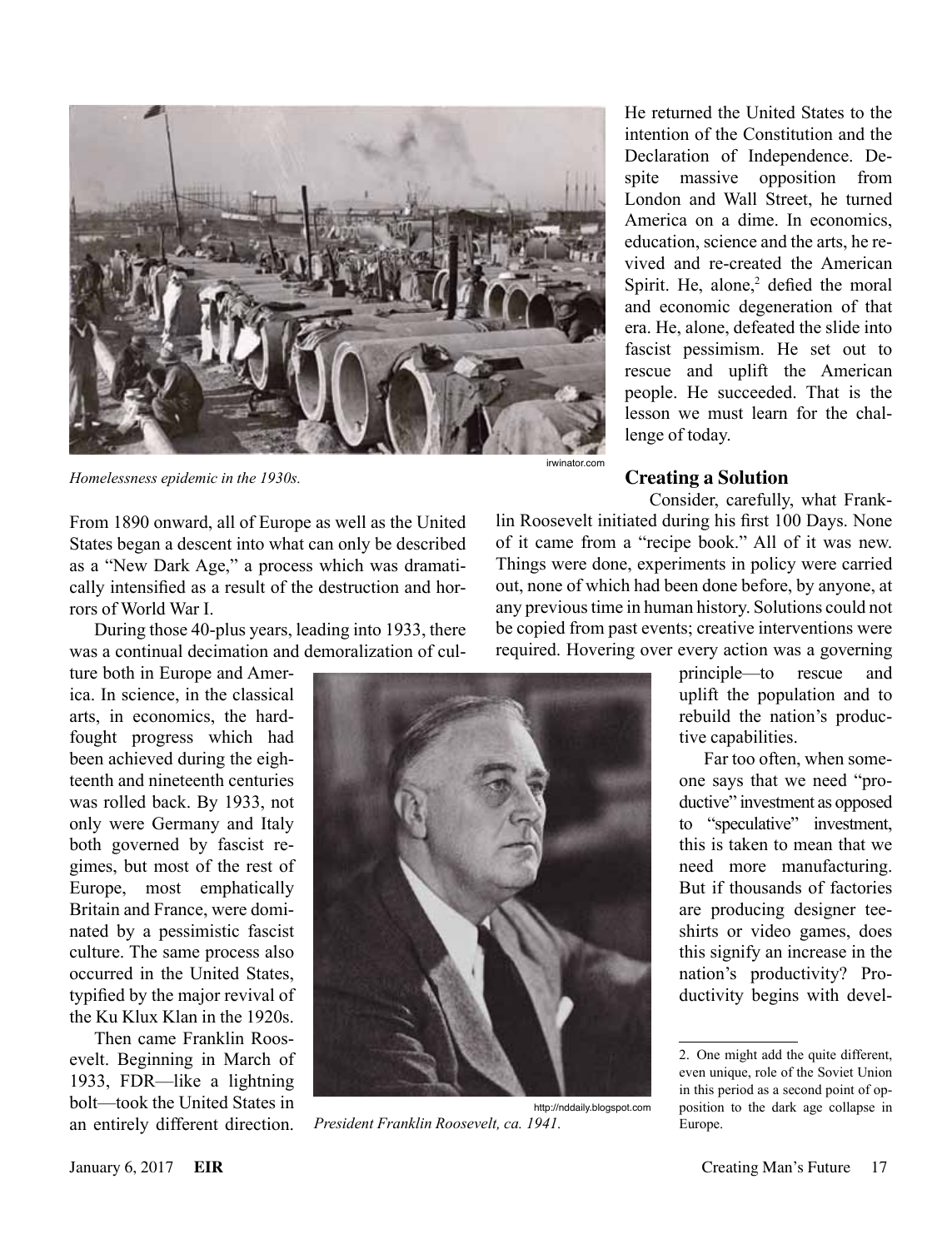*Homelessness epidemic in the 1930s.*

From 1890 onward, all of Europe as well as the United States began a descent into what can only be described as a "New Dark Age," a process which was dramatically intensified as a result of the destruction and horrors of World War I.

During those 40-plus years, leading into 1933, there was a continual decimation and demoralization of culture both in Europe and America. In science, in the classical arts, in economics, the hard-fought progress which had been achieved during the eighteenth and nineteenth centuries was rolled back. By 1933, not only were Germany and Italy both governed by fascist regimes, but most of the rest of Europe, most emphatically Britain and France, were dominated by a pessimistic fascist culture. The same process also occurred in the United States, typified by the major revival of the Ku Klux Klan in the 1920s.

Then came Franklin Roosevelt. Beginning in March of 1933, FDR—like a lightning bolt—took the United States in an entirely different direction. He returned the United States to the intention of the Constitution and the Declaration of Independence. Despite massive opposition from London and Wall Street, he turned America on a dime. In economics, education, science and the arts, he revived and re-created the American Spirit. He, alone,[2] defied the moral and economic degeneration of that era. He, alone, defeated the slide into fascist pessimism. He set out to rescue and uplift the American people. He succeeded. That is the lesson we must learn for the challenge of today.

*President Franklin Roosevelt, ca. 1941.*

## Creating a Solution

Consider, carefully, what Franklin Roosevelt initiated during his first 100 Days. None of it came from a "recipe book." All of it was new. Things were done, experiments in policy were carried out, none of which had been done before, by anyone, at any previous time in human history. Solutions could not be copied from past events; creative interventions were required. Hovering over every action was a governing principle—to rescue and uplift the population and to rebuild the nation's productive capabilities.

Far too often, when someone says that we need "productive" investment as opposed to "speculative" investment, this is taken to mean that we need more manufacturing. But if thousands of factories are producing designer tee-shirts or video games, does this signify an increase in the nation's productivity? Productivity begins with devel-

---

2. One might add the quite different, even unique, role of the Soviet Union in this period as a second point of opposition to the dark age collapse in Europe.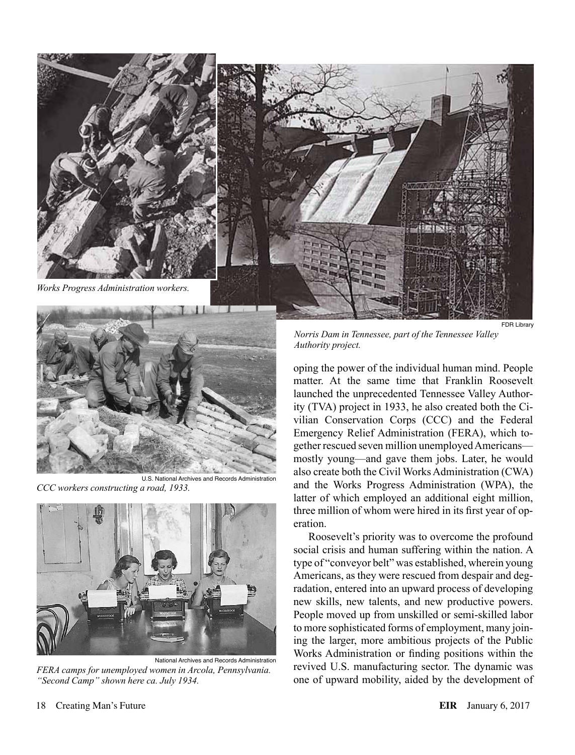*Works Progress Administration workers.*

FDR Library

*Norris Dam in Tennessee, part of the Tennessee Valley Authority project.*

U.S. National Archives and Records Administration

*CCC workers constructing a road, 1933.*

National Archives and Records Administration

*FERA camps for unemployed women in Arcola, Pennsylvania. "Second Camp" shown here ca. July 1934.*

oping the power of the individual human mind. People matter. At the same time that Franklin Roosevelt launched the unprecedented Tennessee Valley Authority (TVA) project in 1933, he also created both the Civilian Conservation Corps (CCC) and the Federal Emergency Relief Administration (FERA), which together rescued seven million unemployed Americans—mostly young—and gave them jobs. Later, he would also create both the Civil Works Administration (CWA) and the Works Progress Administration (WPA), the latter of which employed an additional eight million, three million of whom were hired in its first year of operation.

Roosevelt's priority was to overcome the profound social crisis and human suffering within the nation. A type of "conveyor belt" was established, wherein young Americans, as they were rescued from despair and degradation, entered into an upward process of developing new skills, new talents, and new productive powers. People moved up from unskilled or semi-skilled labor to more sophisticated forms of employment, many joining the larger, more ambitious projects of the Public Works Administration or finding positions within the revived U.S. manufacturing sector. The dynamic was one of upward mobility, aided by the development of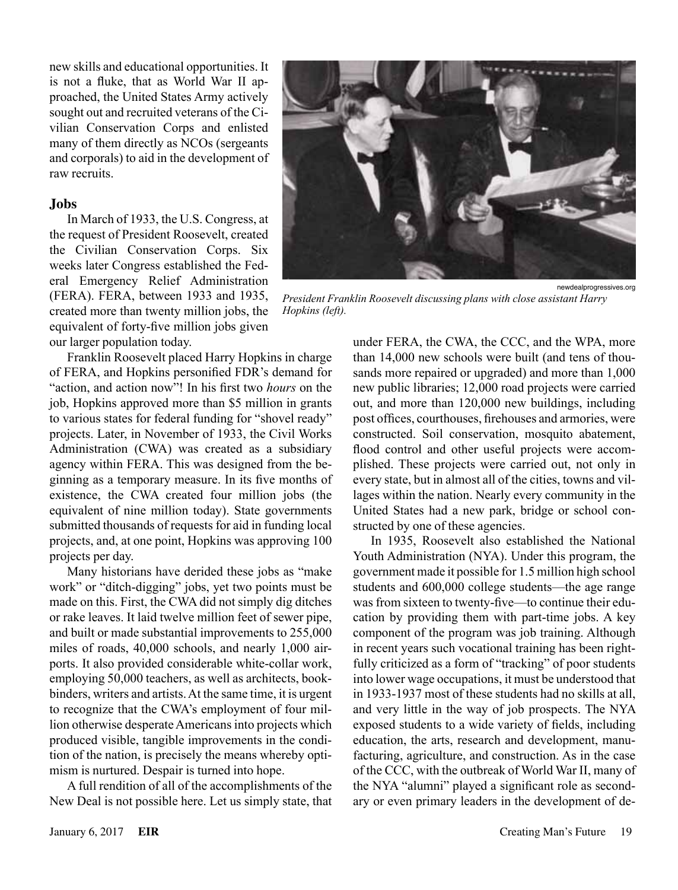new skills and educational opportunities. It is not a fluke, that as World War II approached, the United States Army actively sought out and recruited veterans of the Civilian Conservation Corps and enlisted many of them directly as NCOs (sergeants and corporals) to aid in the development of raw recruits.

### Jobs

In March of 1933, the U.S. Congress, at the request of President Roosevelt, created the Civilian Conservation Corps. Six weeks later Congress established the Federal Emergency Relief Administration (FERA). FERA, between 1933 and 1935, created more than twenty million jobs, the equivalent of forty-five million jobs given our larger population today.

newdealprogressives.org

*President Franklin Roosevelt discussing plans with close assistant Harry Hopkins (left).*

Franklin Roosevelt placed Harry Hopkins in charge of FERA, and Hopkins personified FDR's demand for "action, and action now"! In his first two *hours* on the job, Hopkins approved more than $5 million in grants to various states for federal funding for "shovel ready" projects. Later, in November of 1933, the Civil Works Administration (CWA) was created as a subsidiary agency within FERA. This was designed from the beginning as a temporary measure. In its five months of existence, the CWA created four million jobs (the equivalent of nine million today). State governments submitted thousands of requests for aid in funding local projects, and, at one point, Hopkins was approving 100 projects per day.

Many historians have derided these jobs as "make work" or "ditch-digging" jobs, yet two points must be made on this. First, the CWA did not simply dig ditches or rake leaves. It laid twelve million feet of sewer pipe, and built or made substantial improvements to 255,000 miles of roads, 40,000 schools, and nearly 1,000 airports. It also provided considerable white-collar work, employing 50,000 teachers, as well as architects, bookbinders, writers and artists. At the same time, it is urgent to recognize that the CWA's employment of four million otherwise desperate Americans into projects which produced visible, tangible improvements in the condition of the nation, is precisely the means whereby optimism is nurtured. Despair is turned into hope.

A full rendition of all of the accomplishments of the New Deal is not possible here. Let us simply state, that under FERA, the CWA, the CCC, and the WPA, more than 14,000 new schools were built (and tens of thousands more repaired or upgraded) and more than 1,000 new public libraries; 12,000 road projects were carried out, and more than 120,000 new buildings, including post offices, courthouses, firehouses and armories, were constructed. Soil conservation, mosquito abatement, flood control and other useful projects were accomplished. These projects were carried out, not only in every state, but in almost all of the cities, towns and villages within the nation. Nearly every community in the United States had a new park, bridge or school constructed by one of these agencies.

In 1935, Roosevelt also established the National Youth Administration (NYA). Under this program, the government made it possible for 1.5 million high school students and 600,000 college students—the age range was from sixteen to twenty-five—to continue their education by providing them with part-time jobs. A key component of the program was job training. Although in recent years such vocational training has been rightfully criticized as a form of "tracking" of poor students into lower wage occupations, it must be understood that in 1933-1937 most of these students had no skills at all, and very little in the way of job prospects. The NYA exposed students to a wide variety of fields, including education, the arts, research and development, manufacturing, agriculture, and construction. As in the case of the CCC, with the outbreak of World War II, many of the NYA "alumni" played a significant role as secondary or even primary leaders in the development of de-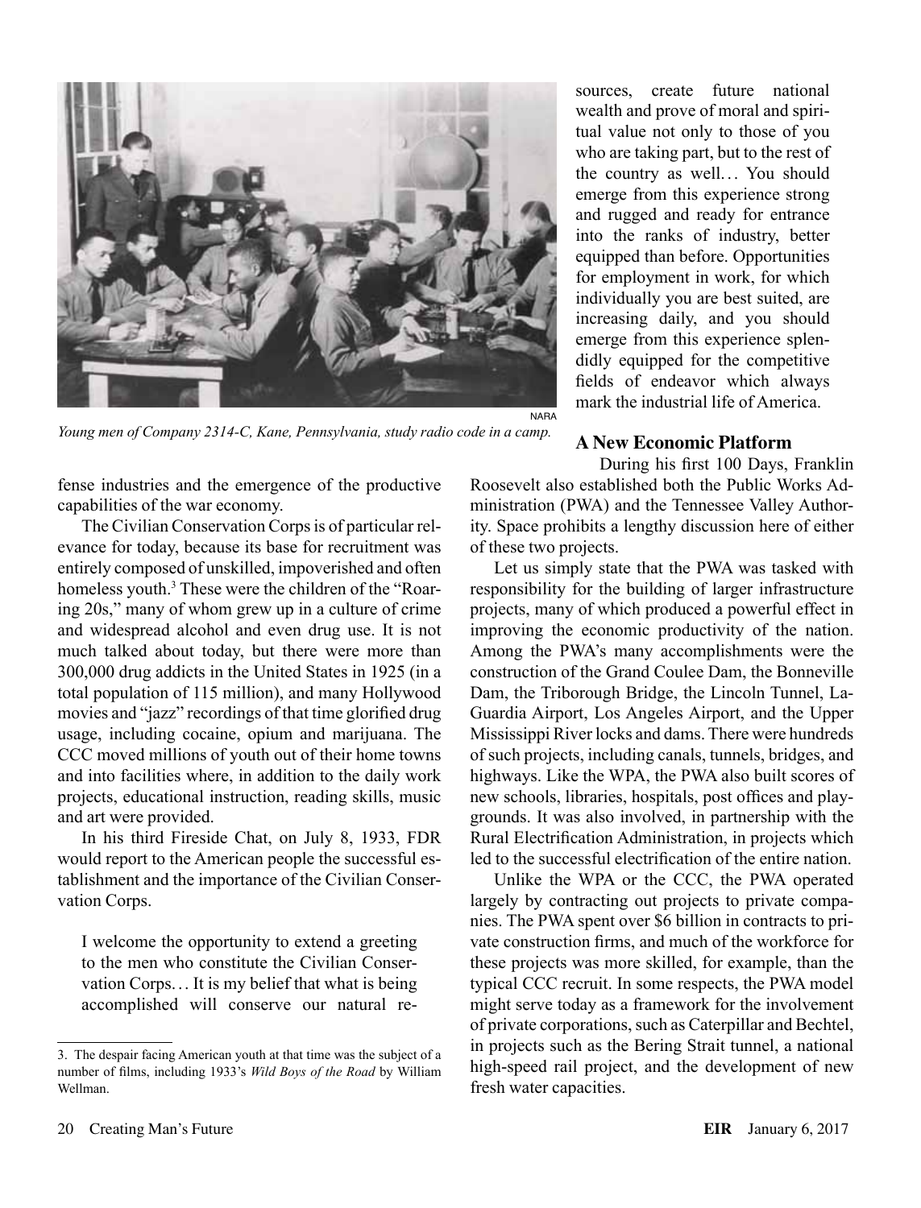Young men of Company 2314-C, Kane, Pennsylvania, study radio code in a camp.

NARA

fense industries and the emergence of the productive capabilities of the war economy.

The Civilian Conservation Corps is of particular relevance for today, because its base for recruitment was entirely composed of unskilled, impoverished and often homeless youth.[3] These were the children of the "Roaring 20s," many of whom grew up in a culture of crime and widespread alcohol and even drug use. It is not much talked about today, but there were more than 300,000 drug addicts in the United States in 1925 (in a total population of 115 million), and many Hollywood movies and "jazz" recordings of that time glorified drug usage, including cocaine, opium and marijuana. The CCC moved millions of youth out of their home towns and into facilities where, in addition to the daily work projects, educational instruction, reading skills, music and art were provided.

In his third Fireside Chat, on July 8, 1933, FDR would report to the American people the successful establishment and the importance of the Civilian Conservation Corps.

> I welcome the opportunity to extend a greeting to the men who constitute the Civilian Conservation Corps… It is my belief that what is being accomplished will conserve our natural resources, create future national wealth and prove of moral and spiritual value not only to those of you who are taking part, but to the rest of the country as well… You should emerge from this experience strong and rugged and ready for entrance into the ranks of industry, better equipped than before. Opportunities for employment in work, for which individually you are best suited, are increasing daily, and you should emerge from this experience splendidly equipped for the competitive fields of endeavor which always mark the industrial life of America.

## A New Economic Platform

During his first 100 Days, Franklin Roosevelt also established both the Public Works Administration (PWA) and the Tennessee Valley Authority. Space prohibits a lengthy discussion here of either of these two projects.

Let us simply state that the PWA was tasked with responsibility for the building of larger infrastructure projects, many of which produced a powerful effect in improving the economic productivity of the nation. Among the PWA's many accomplishments were the construction of the Grand Coulee Dam, the Bonneville Dam, the Triborough Bridge, the Lincoln Tunnel, LaGuardia Airport, Los Angeles Airport, and the Upper Mississippi River locks and dams. There were hundreds of such projects, including canals, tunnels, bridges, and highways. Like the WPA, the PWA also built scores of new schools, libraries, hospitals, post offices and playgrounds. It was also involved, in partnership with the Rural Electrification Administration, in projects which led to the successful electrification of the entire nation.

Unlike the WPA or the CCC, the PWA operated largely by contracting out projects to private companies. The PWA spent over $6 billion in contracts to private construction firms, and much of the workforce for these projects was more skilled, for example, than the typical CCC recruit. In some respects, the PWA model might serve today as a framework for the involvement of private corporations, such as Caterpillar and Bechtel, in projects such as the Bering Strait tunnel, a national high-speed rail project, and the development of new fresh water capacities.

---

3. The despair facing American youth at that time was the subject of a number of films, including 1933's *Wild Boys of the Road* by William Wellman.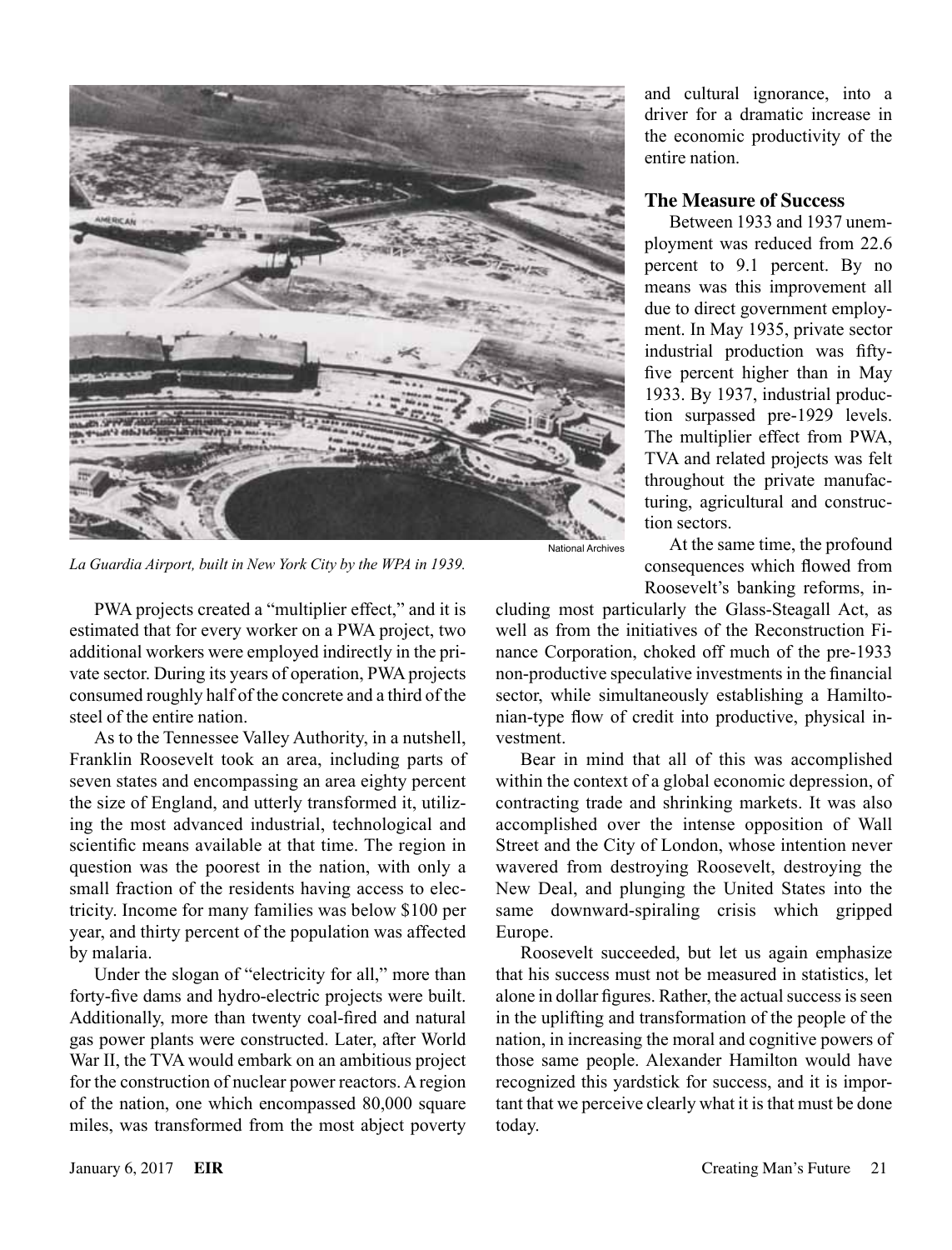La Guardia Airport, built in New York City by the WPA in 1939.

National Archives

PWA projects created a "multiplier effect," and it is estimated that for every worker on a PWA project, two additional workers were employed indirectly in the private sector. During its years of operation, PWA projects consumed roughly half of the concrete and a third of the steel of the entire nation.

As to the Tennessee Valley Authority, in a nutshell, Franklin Roosevelt took an area, including parts of seven states and encompassing an area eighty percent the size of England, and utterly transformed it, utilizing the most advanced industrial, technological and scientific means available at that time. The region in question was the poorest in the nation, with only a small fraction of the residents having access to electricity. Income for many families was below $100 per year, and thirty percent of the population was affected by malaria.

Under the slogan of "electricity for all," more than forty-five dams and hydro-electric projects were built. Additionally, more than twenty coal-fired and natural gas power plants were constructed. Later, after World War II, the TVA would embark on an ambitious project for the construction of nuclear power reactors. A region of the nation, one which encompassed 80,000 square miles, was transformed from the most abject poverty and cultural ignorance, into a driver for a dramatic increase in the economic productivity of the entire nation.

### The Measure of Success

Between 1933 and 1937 unemployment was reduced from 22.6 percent to 9.1 percent. By no means was this improvement all due to direct government employment. In May 1935, private sector industrial production was fifty-five percent higher than in May 1933. By 1937, industrial production surpassed pre-1929 levels. The multiplier effect from PWA, TVA and related projects was felt throughout the private manufacturing, agricultural and construction sectors.

At the same time, the profound consequences which flowed from Roosevelt's banking reforms, including most particularly the Glass-Steagall Act, as well as from the initiatives of the Reconstruction Finance Corporation, choked off much of the pre-1933 non-productive speculative investments in the financial sector, while simultaneously establishing a Hamiltonian-type flow of credit into productive, physical investment.

Bear in mind that all of this was accomplished within the context of a global economic depression, of contracting trade and shrinking markets. It was also accomplished over the intense opposition of Wall Street and the City of London, whose intention never wavered from destroying Roosevelt, destroying the New Deal, and plunging the United States into the same downward-spiraling crisis which gripped Europe.

Roosevelt succeeded, but let us again emphasize that his success must not be measured in statistics, let alone in dollar figures. Rather, the actual success is seen in the uplifting and transformation of the people of the nation, in increasing the moral and cognitive powers of those same people. Alexander Hamilton would have recognized this yardstick for success, and it is important that we perceive clearly what it is that must be done today.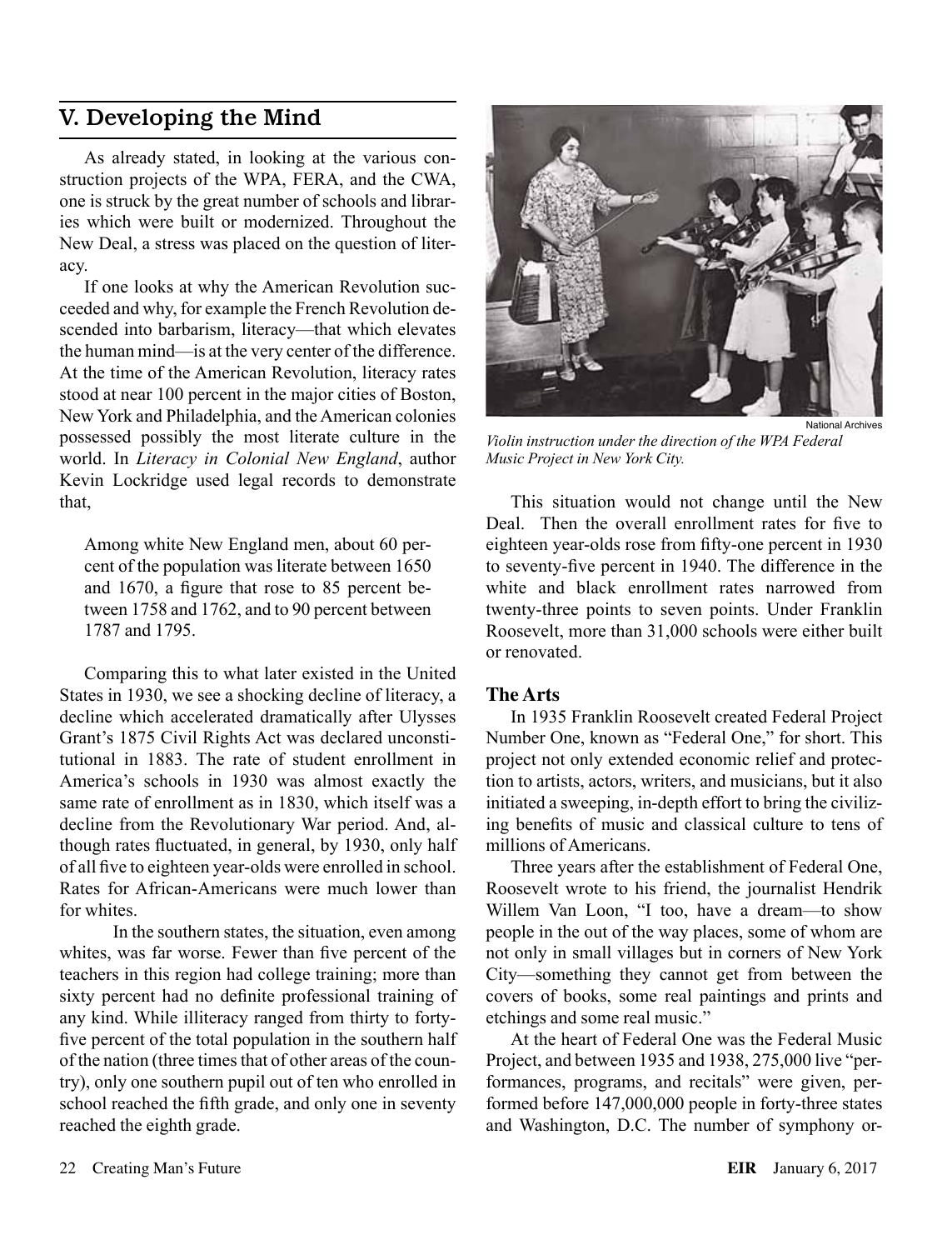## V. Developing the Mind

As already stated, in looking at the various construction projects of the WPA, FERA, and the CWA, one is struck by the great number of schools and libraries which were built or modernized. Throughout the New Deal, a stress was placed on the question of literacy.

If one looks at why the American Revolution succeeded and why, for example the French Revolution descended into barbarism, literacy—that which elevates the human mind—is at the very center of the difference. At the time of the American Revolution, literacy rates stood at near 100 percent in the major cities of Boston, New York and Philadelphia, and the American colonies possessed possibly the most literate culture in the world. In *Literacy in Colonial New England*, author Kevin Lockridge used legal records to demonstrate that,

> Among white New England men, about 60 percent of the population was literate between 1650 and 1670, a figure that rose to 85 percent between 1758 and 1762, and to 90 percent between 1787 and 1795.

Comparing this to what later existed in the United States in 1930, we see a shocking decline of literacy, a decline which accelerated dramatically after Ulysses Grant's 1875 Civil Rights Act was declared unconstitutional in 1883. The rate of student enrollment in America's schools in 1930 was almost exactly the same rate of enrollment as in 1830, which itself was a decline from the Revolutionary War period. And, although rates fluctuated, in general, by 1930, only half of all five to eighteen year-olds were enrolled in school. Rates for African-Americans were much lower than for whites.

In the southern states, the situation, even among whites, was far worse. Fewer than five percent of the teachers in this region had college training; more than sixty percent had no definite professional training of any kind. While illiteracy ranged from thirty to forty-five percent of the total population in the southern half of the nation (three times that of other areas of the country), only one southern pupil out of ten who enrolled in school reached the fifth grade, and only one in seventy reached the eighth grade.

National Archives

*Violin instruction under the direction of the WPA Federal Music Project in New York City.*

This situation would not change until the New Deal. Then the overall enrollment rates for five to eighteen year-olds rose from fifty-one percent in 1930 to seventy-five percent in 1940. The difference in the white and black enrollment rates narrowed from twenty-three points to seven points. Under Franklin Roosevelt, more than 31,000 schools were either built or renovated.

### The Arts

In 1935 Franklin Roosevelt created Federal Project Number One, known as "Federal One," for short. This project not only extended economic relief and protection to artists, actors, writers, and musicians, but it also initiated a sweeping, in-depth effort to bring the civilizing benefits of music and classical culture to tens of millions of Americans.

Three years after the establishment of Federal One, Roosevelt wrote to his friend, the journalist Hendrik Willem Van Loon, "I too, have a dream—to show people in the out of the way places, some of whom are not only in small villages but in corners of New York City—something they cannot get from between the covers of books, some real paintings and prints and etchings and some real music."

At the heart of Federal One was the Federal Music Project, and between 1935 and 1938, 275,000 live "performances, programs, and recitals" were given, performed before 147,000,000 people in forty-three states and Washington, D.C. The number of symphony or-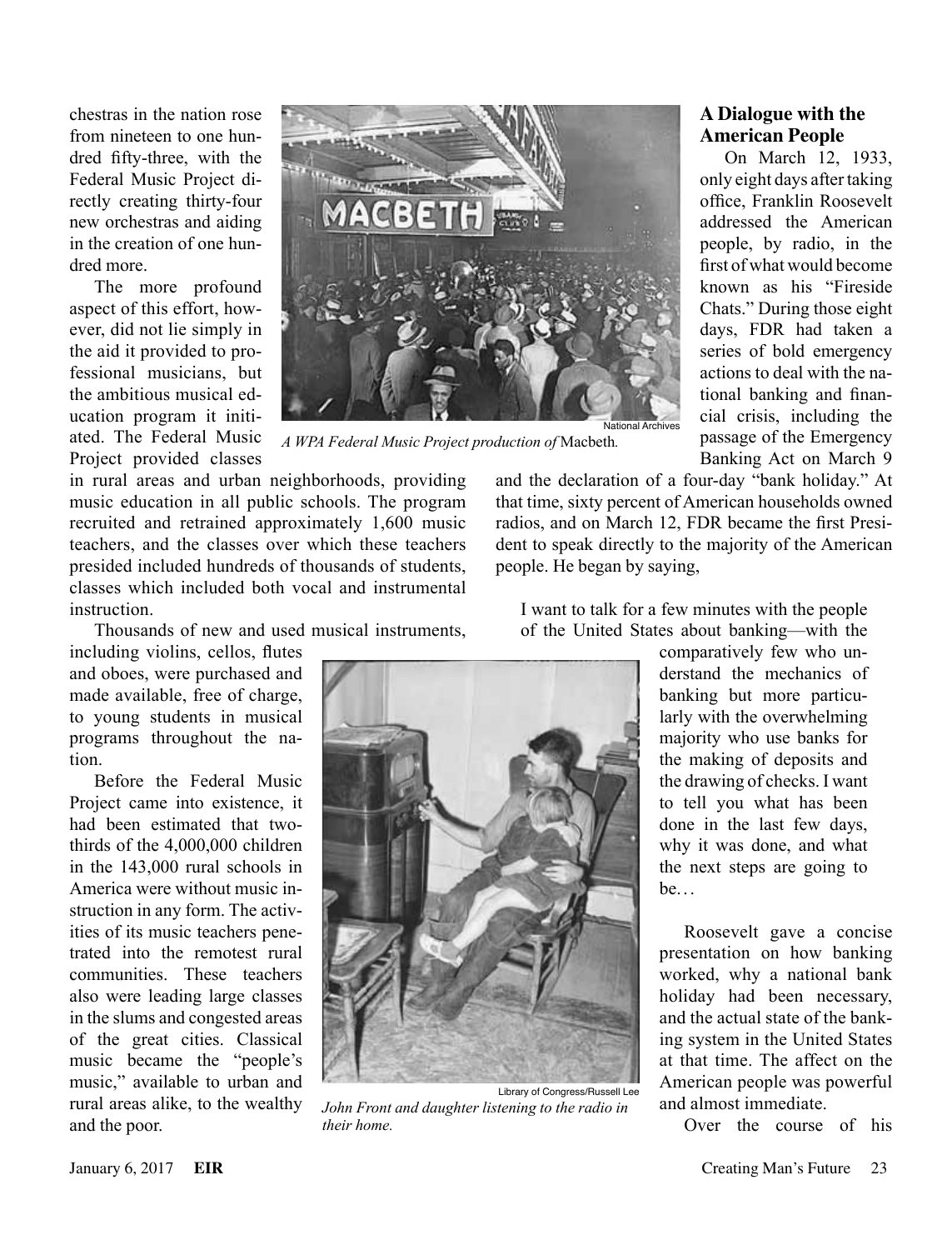chestras in the nation rose from nineteen to one hundred fifty-three, with the Federal Music Project directly creating thirty-four new orchestras and aiding in the creation of one hundred more.

The more profound aspect of this effort, however, did not lie simply in the aid it provided to professional musicians, but the ambitious musical education program it initiated. The Federal Music Project provided classes in rural areas and urban neighborhoods, providing music education in all public schools. The program recruited and retrained approximately 1,600 music teachers, and the classes over which these teachers presided included hundreds of thousands of students, classes which included both vocal and instrumental instruction.

*A WPA Federal Music Project production of* Macbeth.

Thousands of new and used musical instruments, including violins, cellos, flutes and oboes, were purchased and made available, free of charge, to young students in musical programs throughout the nation.

Before the Federal Music Project came into existence, it had been estimated that two-thirds of the 4,000,000 children in the 143,000 rural schools in America were without music instruction in any form. The activities of its music teachers penetrated into the remotest rural communities. These teachers also were leading large classes in the slums and congested areas of the great cities. Classical music became the "people's music," available to urban and rural areas alike, to the wealthy and the poor.

*John Front and daughter listening to the radio in their home.*

### A Dialogue with the American People

On March 12, 1933, only eight days after taking office, Franklin Roosevelt addressed the American people, by radio, in the first of what would become known as his "Fireside Chats." During those eight days, FDR had taken a series of bold emergency actions to deal with the national banking and financial crisis, including the passage of the Emergency Banking Act on March 9 and the declaration of a four-day "bank holiday." At that time, sixty percent of American households owned radios, and on March 12, FDR became the first President to speak directly to the majority of the American people. He began by saying,

> I want to talk for a few minutes with the people of the United States about banking—with the comparatively few who understand the mechanics of banking but more particularly with the overwhelming majority who use banks for the making of deposits and the drawing of checks. I want to tell you what has been done in the last few days, why it was done, and what the next steps are going to be…

Roosevelt gave a concise presentation on how banking worked, why a national bank holiday had been necessary, and the actual state of the banking system in the United States at that time. The affect on the American people was powerful and almost immediate.

Over the course of his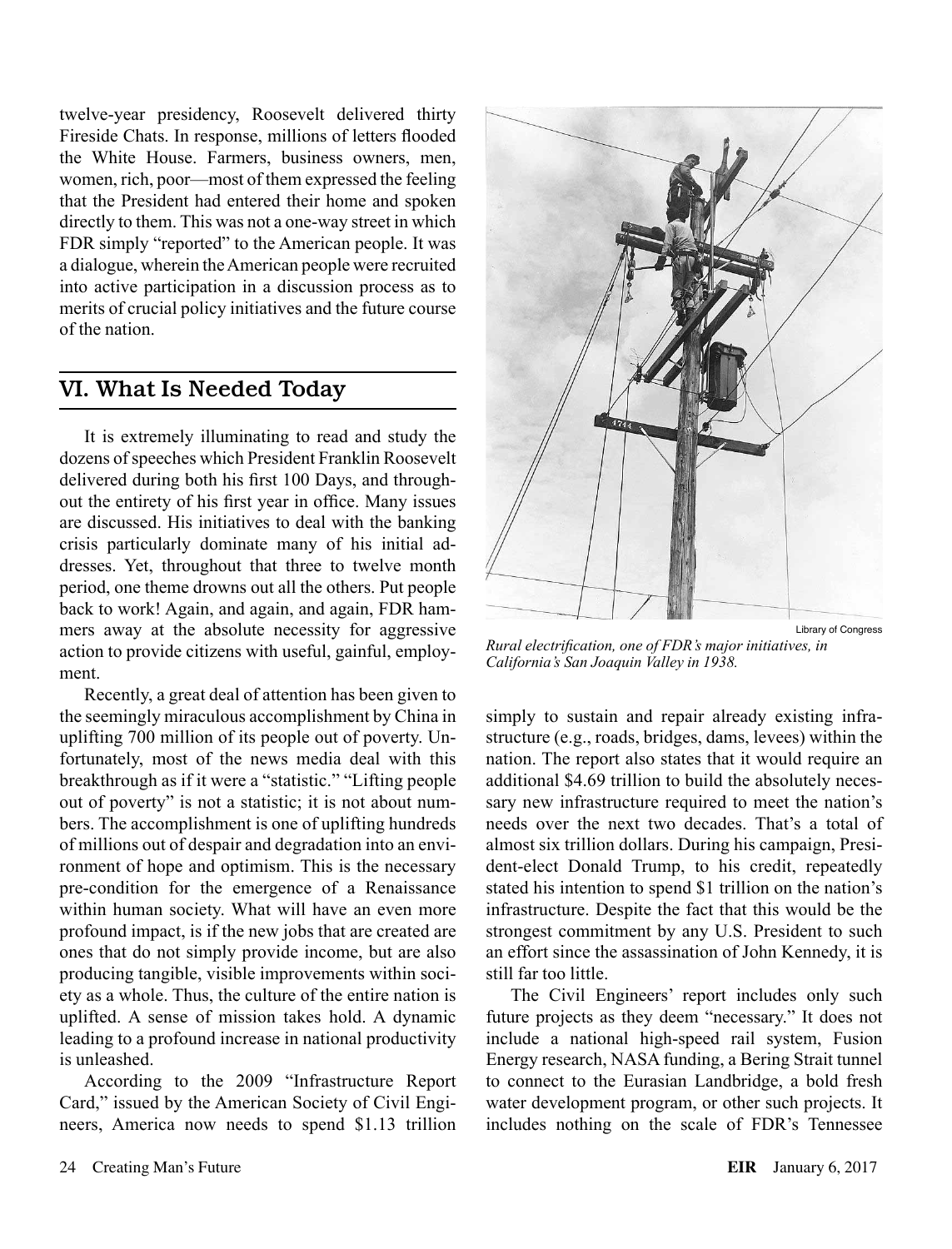twelve-year presidency, Roosevelt delivered thirty Fireside Chats. In response, millions of letters flooded the White House. Farmers, business owners, men, women, rich, poor—most of them expressed the feeling that the President had entered their home and spoken directly to them. This was not a one-way street in which FDR simply "reported" to the American people. It was a dialogue, wherein the American people were recruited into active participation in a discussion process as to merits of crucial policy initiatives and the future course of the nation.

## VI. What Is Needed Today

It is extremely illuminating to read and study the dozens of speeches which President Franklin Roosevelt delivered during both his first 100 Days, and throughout the entirety of his first year in office. Many issues are discussed. His initiatives to deal with the banking crisis particularly dominate many of his initial addresses. Yet, throughout that three to twelve month period, one theme drowns out all the others. Put people back to work! Again, and again, and again, FDR hammers away at the absolute necessity for aggressive action to provide citizens with useful, gainful, employment.

Recently, a great deal of attention has been given to the seemingly miraculous accomplishment by China in uplifting 700 million of its people out of poverty. Unfortunately, most of the news media deal with this breakthrough as if it were a "statistic." "Lifting people out of poverty" is not a statistic; it is not about numbers. The accomplishment is one of uplifting hundreds of millions out of despair and degradation into an environment of hope and optimism. This is the necessary pre-condition for the emergence of a Renaissance within human society. What will have an even more profound impact, is if the new jobs that are created are ones that do not simply provide income, but are also producing tangible, visible improvements within society as a whole. Thus, the culture of the entire nation is uplifted. A sense of mission takes hold. A dynamic leading to a profound increase in national productivity is unleashed.

According to the 2009 "Infrastructure Report Card," issued by the American Society of Civil Engineers, America now needs to spend $1.13 trillion simply to sustain and repair already existing infrastructure (e.g., roads, bridges, dams, levees) within the nation. The report also states that it would require an additional $4.69 trillion to build the absolutely necessary new infrastructure required to meet the nation's needs over the next two decades. That's a total of almost six trillion dollars. During his campaign, President-elect Donald Trump, to his credit, repeatedly stated his intention to spend $1 trillion on the nation's infrastructure. Despite the fact that this would be the strongest commitment by any U.S. President to such an effort since the assassination of John Kennedy, it is still far too little.

Library of Congress

*Rural electrification, one of FDR's major initiatives, in California's San Joaquin Valley in 1938.*

The Civil Engineers' report includes only such future projects as they deem "necessary." It does not include a national high-speed rail system, Fusion Energy research, NASA funding, a Bering Strait tunnel to connect to the Eurasian Landbridge, a bold fresh water development program, or other such projects. It includes nothing on the scale of FDR's Tennessee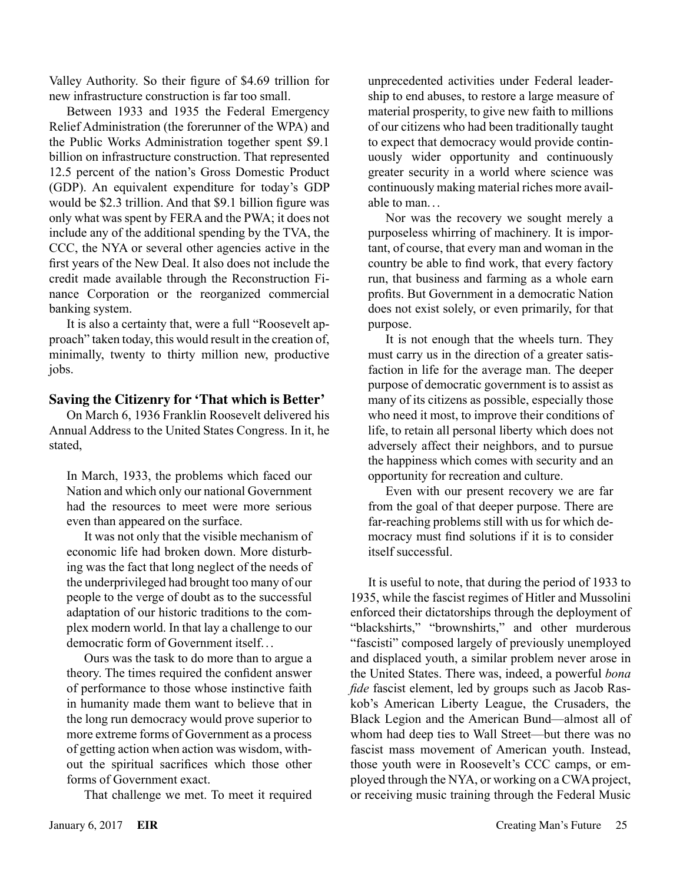Valley Authority. So their figure of $4.69 trillion for new infrastructure construction is far too small.

Between 1933 and 1935 the Federal Emergency Relief Administration (the forerunner of the WPA) and the Public Works Administration together spent $9.1 billion on infrastructure construction. That represented 12.5 percent of the nation's Gross Domestic Product (GDP). An equivalent expenditure for today's GDP would be $2.3 trillion. And that $9.1 billion figure was only what was spent by FERA and the PWA; it does not include any of the additional spending by the TVA, the CCC, the NYA or several other agencies active in the first years of the New Deal. It also does not include the credit made available through the Reconstruction Finance Corporation or the reorganized commercial banking system.

It is also a certainty that, were a full "Roosevelt approach" taken today, this would result in the creation of, minimally, twenty to thirty million new, productive jobs.

## Saving the Citizenry for 'That which is Better'

On March 6, 1936 Franklin Roosevelt delivered his Annual Address to the United States Congress. In it, he stated,

> In March, 1933, the problems which faced our Nation and which only our national Government had the resources to meet were more serious even than appeared on the surface.
>
> It was not only that the visible mechanism of economic life had broken down. More disturbing was the fact that long neglect of the needs of the underprivileged had brought too many of our people to the verge of doubt as to the successful adaptation of our historic traditions to the complex modern world. In that lay a challenge to our democratic form of Government itself…
>
> Ours was the task to do more than to argue a theory. The times required the confident answer of performance to those whose instinctive faith in humanity made them want to believe that in the long run democracy would prove superior to more extreme forms of Government as a process of getting action when action was wisdom, without the spiritual sacrifices which those other forms of Government exact.
>
> That challenge we met. To meet it required unprecedented activities under Federal leadership to end abuses, to restore a large measure of material prosperity, to give new faith to millions of our citizens who had been traditionally taught to expect that democracy would provide continuously wider opportunity and continuously greater security in a world where science was continuously making material riches more available to man…
>
> Nor was the recovery we sought merely a purposeless whirring of machinery. It is important, of course, that every man and woman in the country be able to find work, that every factory run, that business and farming as a whole earn profits. But Government in a democratic Nation does not exist solely, or even primarily, for that purpose.
>
> It is not enough that the wheels turn. They must carry us in the direction of a greater satisfaction in life for the average man. The deeper purpose of democratic government is to assist as many of its citizens as possible, especially those who need it most, to improve their conditions of life, to retain all personal liberty which does not adversely affect their neighbors, and to pursue the happiness which comes with security and an opportunity for recreation and culture.
>
> Even with our present recovery we are far from the goal of that deeper purpose. There are far-reaching problems still with us for which democracy must find solutions if it is to consider itself successful.

It is useful to note, that during the period of 1933 to 1935, while the fascist regimes of Hitler and Mussolini enforced their dictatorships through the deployment of "blackshirts," "brownshirts," and other murderous "fascisti" composed largely of previously unemployed and displaced youth, a similar problem never arose in the United States. There was, indeed, a powerful *bona fide* fascist element, led by groups such as Jacob Raskob's American Liberty League, the Crusaders, the Black Legion and the American Bund—almost all of whom had deep ties to Wall Street—but there was no fascist mass movement of American youth. Instead, those youth were in Roosevelt's CCC camps, or employed through the NYA, or working on a CWA project, or receiving music training through the Federal Music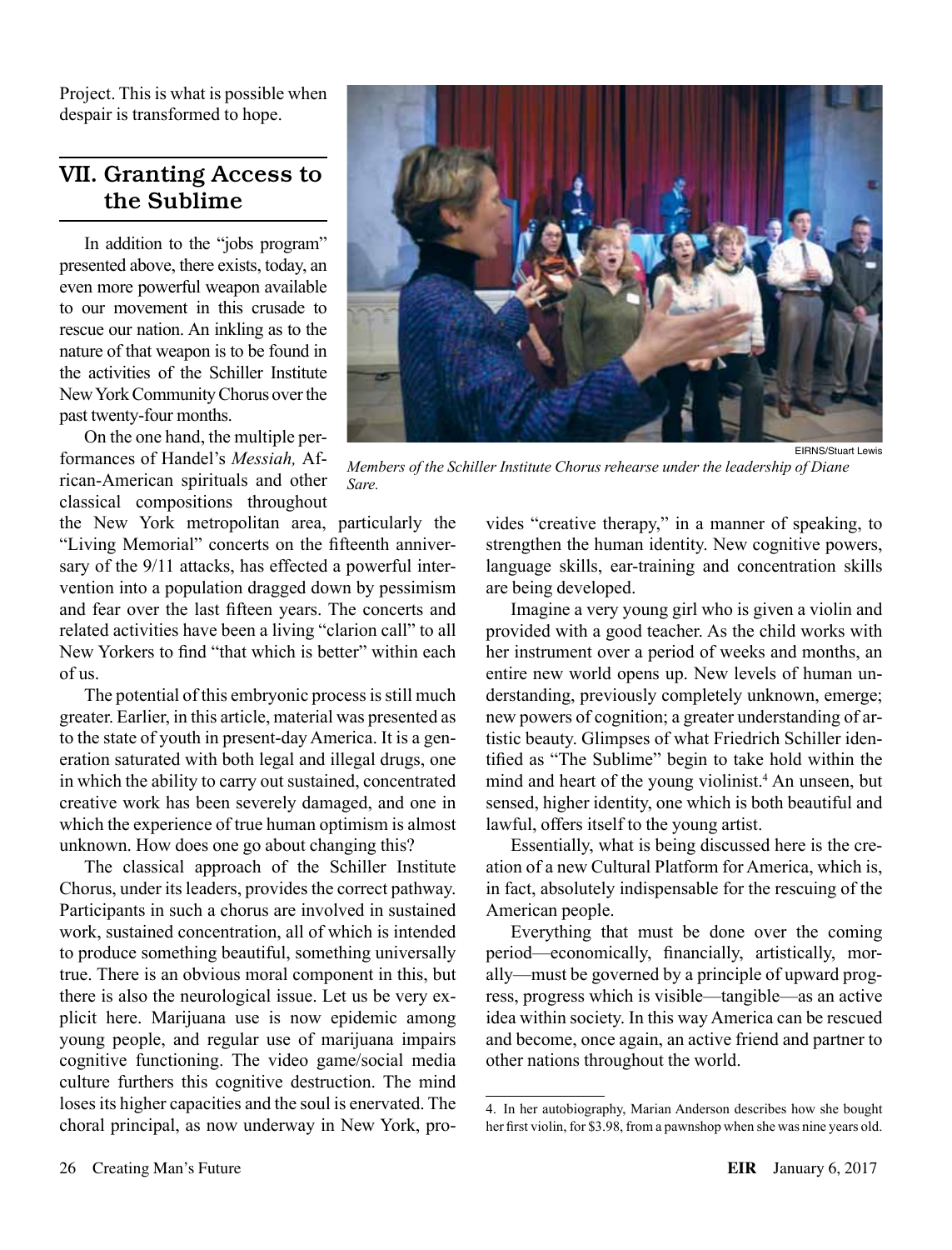Project. This is what is possible when despair is transformed to hope.

## VII. Granting Access to the Sublime

In addition to the "jobs program" presented above, there exists, today, an even more powerful weapon available to our movement in this crusade to rescue our nation. An inkling as to the nature of that weapon is to be found in the activities of the Schiller Institute New York Community Chorus over the past twenty-four months.

On the one hand, the multiple performances of Handel's *Messiah,* African-American spirituals and other classical compositions throughout the New York metropolitan area, particularly the "Living Memorial" concerts on the fifteenth anniversary of the 9/11 attacks, has effected a powerful intervention into a population dragged down by pessimism and fear over the last fifteen years. The concerts and related activities have been a living "clarion call" to all New Yorkers to find "that which is better" within each of us.

The potential of this embryonic process is still much greater. Earlier, in this article, material was presented as to the state of youth in present-day America. It is a generation saturated with both legal and illegal drugs, one in which the ability to carry out sustained, concentrated creative work has been severely damaged, and one in which the experience of true human optimism is almost unknown. How does one go about changing this?

The classical approach of the Schiller Institute Chorus, under its leaders, provides the correct pathway. Participants in such a chorus are involved in sustained work, sustained concentration, all of which is intended to produce something beautiful, something universally true. There is an obvious moral component in this, but there is also the neurological issue. Let us be very explicit here. Marijuana use is now epidemic among young people, and regular use of marijuana impairs cognitive functioning. The video game/social media culture furthers this cognitive destruction. The mind loses its higher capacities and the soul is enervated. The choral principal, as now underway in New York, provides "creative therapy," in a manner of speaking, to strengthen the human identity. New cognitive powers, language skills, ear-training and concentration skills are being developed.

EIRNS/Stuart Lewis

*Members of the Schiller Institute Chorus rehearse under the leadership of Diane Sare.*

Imagine a very young girl who is given a violin and provided with a good teacher. As the child works with her instrument over a period of weeks and months, an entire new world opens up. New levels of human understanding, previously completely unknown, emerge; new powers of cognition; a greater understanding of artistic beauty. Glimpses of what Friedrich Schiller identified as "The Sublime" begin to take hold within the mind and heart of the young violinist.[4] An unseen, but sensed, higher identity, one which is both beautiful and lawful, offers itself to the young artist.

Essentially, what is being discussed here is the creation of a new Cultural Platform for America, which is, in fact, absolutely indispensable for the rescuing of the American people.

Everything that must be done over the coming period—economically, financially, artistically, morally—must be governed by a principle of upward progress, progress which is visible—tangible—as an active idea within society. In this way America can be rescued and become, once again, an active friend and partner to other nations throughout the world.

---

4. In her autobiography, Marian Anderson describes how she bought her first violin, for $3.98, from a pawnshop when she was nine years old.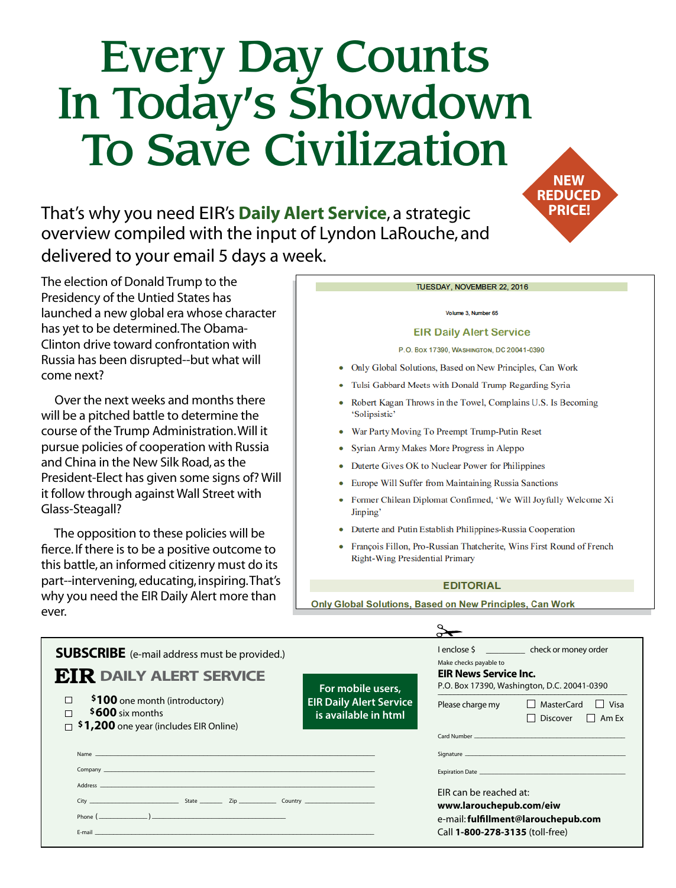# Every Day Counts In Today's Showdown To Save Civilization

**NEW REDUCED PRICE!**

That's why you need EIR's **Daily Alert Service**, a strategic overview compiled with the input of Lyndon LaRouche, and delivered to your email 5 days a week.

The election of Donald Trump to the Presidency of the Untied States has launched a new global era whose character has yet to be determined. The Obama-Clinton drive toward confrontation with Russia has been disrupted--but what will come next?

Over the next weeks and months there will be a pitched battle to determine the course of the Trump Administration. Will it pursue policies of cooperation with Russia and China in the New Silk Road, as the President-Elect has given some signs of? Will it follow through against Wall Street with Glass-Steagall?

The opposition to these policies will be fierce. If there is to be a positive outcome to this battle, an informed citizenry must do its part--intervening, educating, inspiring. That's why you need the EIR Daily Alert more than ever.

TUESDAY, NOVEMBER 22, 2016

Volume 3, Number 65

**EIR Daily Alert Service**

P.O. Box 17390, Washington, DC 20041-0390

- Only Global Solutions, Based on New Principles, Can Work
- Tulsi Gabbard Meets with Donald Trump Regarding Syria
- Robert Kagan Throws in the Towel, Complains U.S. Is Becoming 'Solipsistic'
- War Party Moving To Preempt Trump-Putin Reset
- Syrian Army Makes More Progress in Aleppo
- Duterte Gives OK to Nuclear Power for Philippines
- Europe Will Suffer from Maintaining Russia Sanctions
- Former Chilean Diplomat Confirmed, 'We Will Joyfully Welcome Xi Jinping'
- Duterte and Putin Establish Philippines-Russia Cooperation
- François Fillon, Pro-Russian Thatcherite, Wins First Round of French Right-Wing Presidential Primary

**EDITORIAL**

**Only Global Solutions, Based on New Principles, Can Work**

---

**SUBSCRIBE** (e-mail address must be provided.)

**EIR DAILY ALERT SERVICE**

- ☐ **$100** one month (introductory)
- ☐ **$600** six months
- ☐ **$1,200** one year (includes EIR Online)

**For mobile users, EIR Daily Alert Service is available in html**

Name ______________________

Company ______________________

Address ______________________

City ____________ State ______ Zip ________ Country ____________

Phone (________) ______________

E-mail ______________________

I enclose $ ________ check or money order

Make checks payable to

**EIR News Service Inc.**

P.O. Box 17390, Washington, D.C. 20041-0390

Please charge my ☐ MasterCard ☐ Visa ☐ Discover ☐ Am Ex

Card Number ______________________

Signature ______________________

Expiration Date ______________________

EIR can be reached at:

**www.larouchepub.com/eiw**

e-mail: **fulfillment@larouchepub.com**

Call **1-800-278-3135** (toll-free)